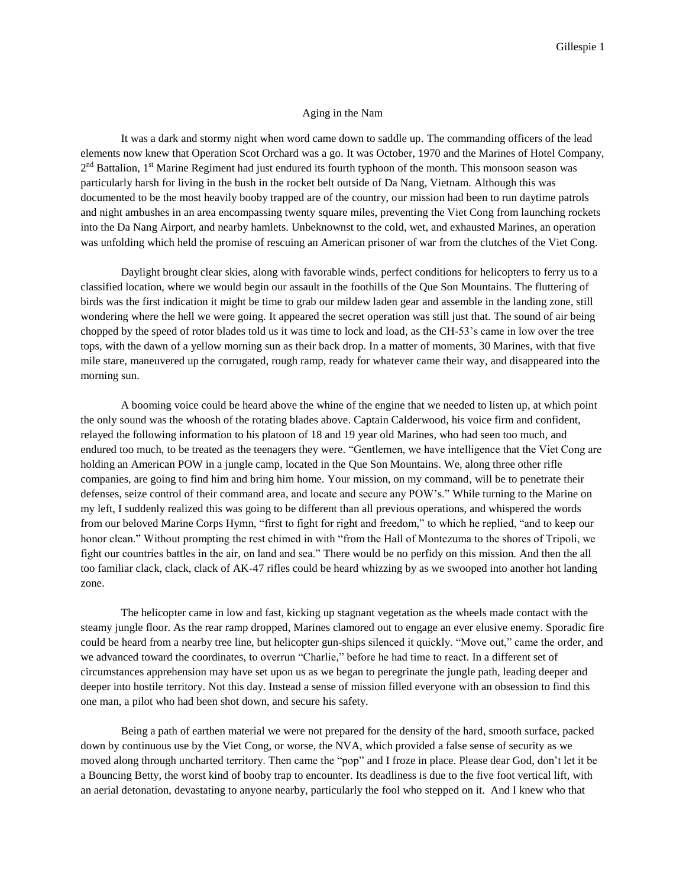# Aging in the Nam

It was a dark and stormy night when word came down to saddle up. The commanding officers of the lead elements now knew that Operation Scot Orchard was a go. It was October, 1970 and the Marines of Hotel Company, 2nd Battalion, 1st Marine Regiment had just endured its fourth typhoon of the month. This monsoon season was particularly harsh for living in the bush in the rocket belt outside of Da Nang, Vietnam. Although this was documented to be the most heavily booby trapped are of the country, our mission had been to run daytime patrols and night ambushes in an area encompassing twenty square miles, preventing the Viet Cong from launching rockets into the Da Nang Airport, and nearby hamlets. Unbeknownst to the cold, wet, and exhausted Marines, an operation was unfolding which held the promise of rescuing an American prisoner of war from the clutches of the Viet Cong.

Daylight brought clear skies, along with favorable winds, perfect conditions for helicopters to ferry us to a classified location, where we would begin our assault in the foothills of the Que Son Mountains. The fluttering of birds was the first indication it might be time to grab our mildew laden gear and assemble in the landing zone, still wondering where the hell we were going. It appeared the secret operation was still just that. The sound of air being chopped by the speed of rotor blades told us it was time to lock and load, as the CH-53's came in low over the tree tops, with the dawn of a yellow morning sun as their back drop. In a matter of moments, 30 Marines, with that five mile stare, maneuvered up the corrugated, rough ramp, ready for whatever came their way, and disappeared into the morning sun.

A booming voice could be heard above the whine of the engine that we needed to listen up, at which point the only sound was the whoosh of the rotating blades above. Captain Calderwood, his voice firm and confident, relayed the following information to his platoon of 18 and 19 year old Marines, who had seen too much, and endured too much, to be treated as the teenagers they were. "Gentlemen, we have intelligence that the Viet Cong are holding an American POW in a jungle camp, located in the Que Son Mountains. We, along three other rifle companies, are going to find him and bring him home. Your mission, on my command, will be to penetrate their defenses, seize control of their command area, and locate and secure any POW's." While turning to the Marine on my left, I suddenly realized this was going to be different than all previous operations, and whispered the words from our beloved Marine Corps Hymn, "first to fight for right and freedom," to which he replied, "and to keep our honor clean." Without prompting the rest chimed in with "from the Hall of Montezuma to the shores of Tripoli, we fight our countries battles in the air, on land and sea." There would be no perfidy on this mission. And then the all too familiar clack, clack, clack of AK-47 rifles could be heard whizzing by as we swooped into another hot landing zone.

The helicopter came in low and fast, kicking up stagnant vegetation as the wheels made contact with the steamy jungle floor. As the rear ramp dropped, Marines clamored out to engage an ever elusive enemy. Sporadic fire could be heard from a nearby tree line, but helicopter gun-ships silenced it quickly. "Move out," came the order, and we advanced toward the coordinates, to overrun "Charlie," before he had time to react. In a different set of circumstances apprehension may have set upon us as we began to peregrinate the jungle path, leading deeper and deeper into hostile territory. Not this day. Instead a sense of mission filled everyone with an obsession to find this one man, a pilot who had been shot down, and secure his safety.

Being a path of earthen material we were not prepared for the density of the hard, smooth surface, packed down by continuous use by the Viet Cong, or worse, the NVA, which provided a false sense of security as we moved along through uncharted territory. Then came the "pop" and I froze in place. Please dear God, don't let it be a Bouncing Betty, the worst kind of booby trap to encounter. Its deadliness is due to the five foot vertical lift, with an aerial detonation, devastating to anyone nearby, particularly the fool who stepped on it. And I knew who that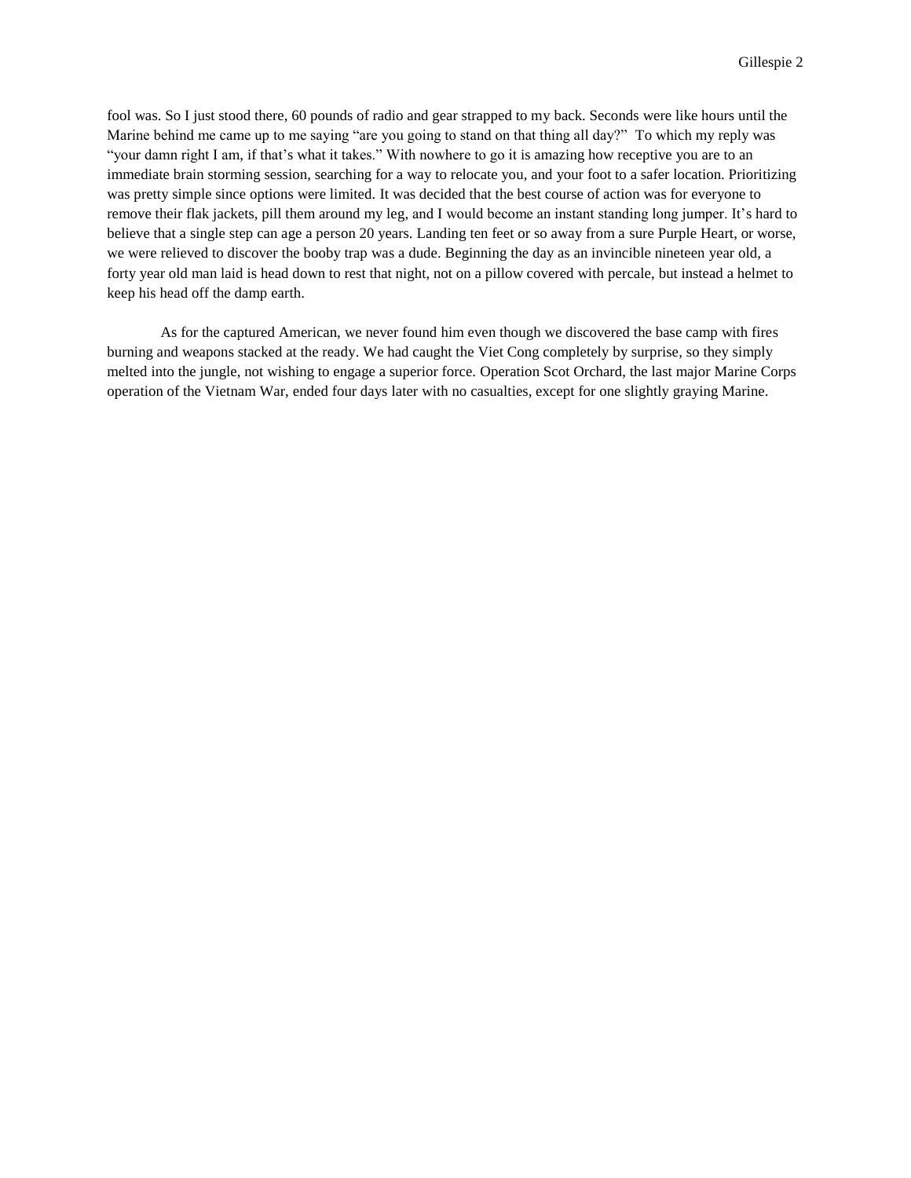fool was. So I just stood there, 60 pounds of radio and gear strapped to my back. Seconds were like hours until the Marine behind me came up to me saying "are you going to stand on that thing all day?" To which my reply was "your damn right I am, if that's what it takes." With nowhere to go it is amazing how receptive you are to an immediate brain storming session, searching for a way to relocate you, and your foot to a safer location. Prioritizing was pretty simple since options were limited. It was decided that the best course of action was for everyone to remove their flak jackets, pill them around my leg, and I would become an instant standing long jumper. It's hard to believe that a single step can age a person 20 years. Landing ten feet or so away from a sure Purple Heart, or worse, we were relieved to discover the booby trap was a dude. Beginning the day as an invincible nineteen year old, a forty year old man laid is head down to rest that night, not on a pillow covered with percale, but instead a helmet to keep his head off the damp earth.

As for the captured American, we never found him even though we discovered the base camp with fires burning and weapons stacked at the ready. We had caught the Viet Cong completely by surprise, so they simply melted into the jungle, not wishing to engage a superior force. Operation Scot Orchard, the last major Marine Corps operation of the Vietnam War, ended four days later with no casualties, except for one slightly graying Marine.